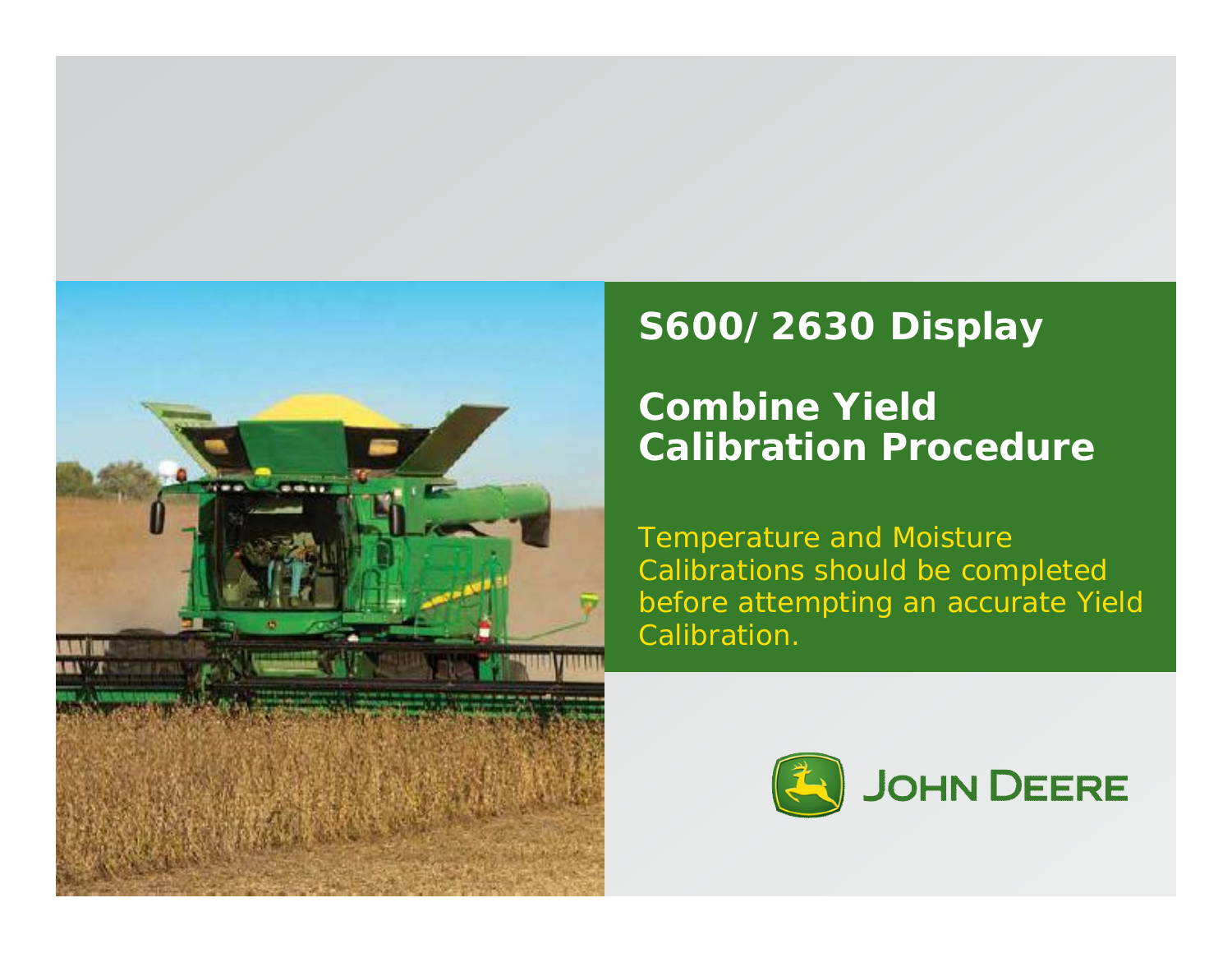# S600/ 2630 Display

## Combine Yield Calibration Procedure

Temperature and Moisture Calibrations should be completed before attempting an accurate Yield Calibration.

JOHN DEERE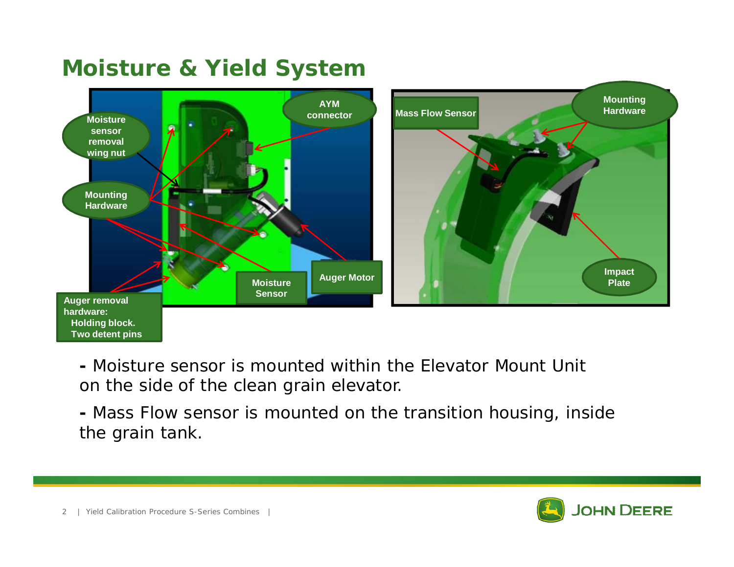# Moisture & Yield System

Moisture sensor removal wing nut

AYM connector

Mounting Hardware

Auger removal hardware:
  Holding block.
  Two detent pins

Moisture Sensor

Auger Motor

Mass Flow Sensor

Mounting Hardware

Impact Plate

- Moisture sensor is mounted within the Elevator Mount Unit on the side of the clean grain elevator.

- Mass Flow sensor is mounted on the transition housing, inside the grain tank.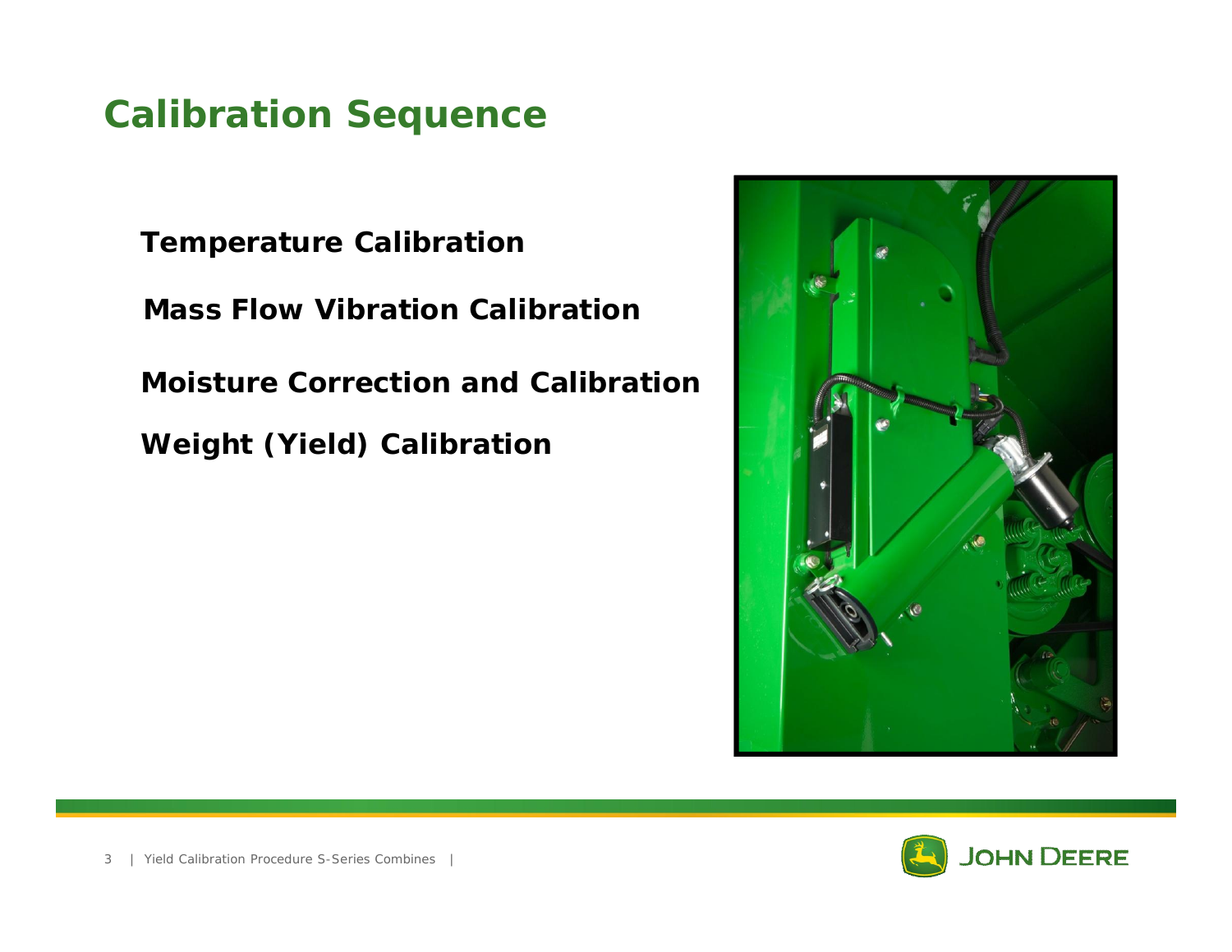# Calibration Sequence

**Temperature Calibration**

**Mass Flow Vibration Calibration**

**Moisture Correction and Calibration**

**Weight (Yield) Calibration**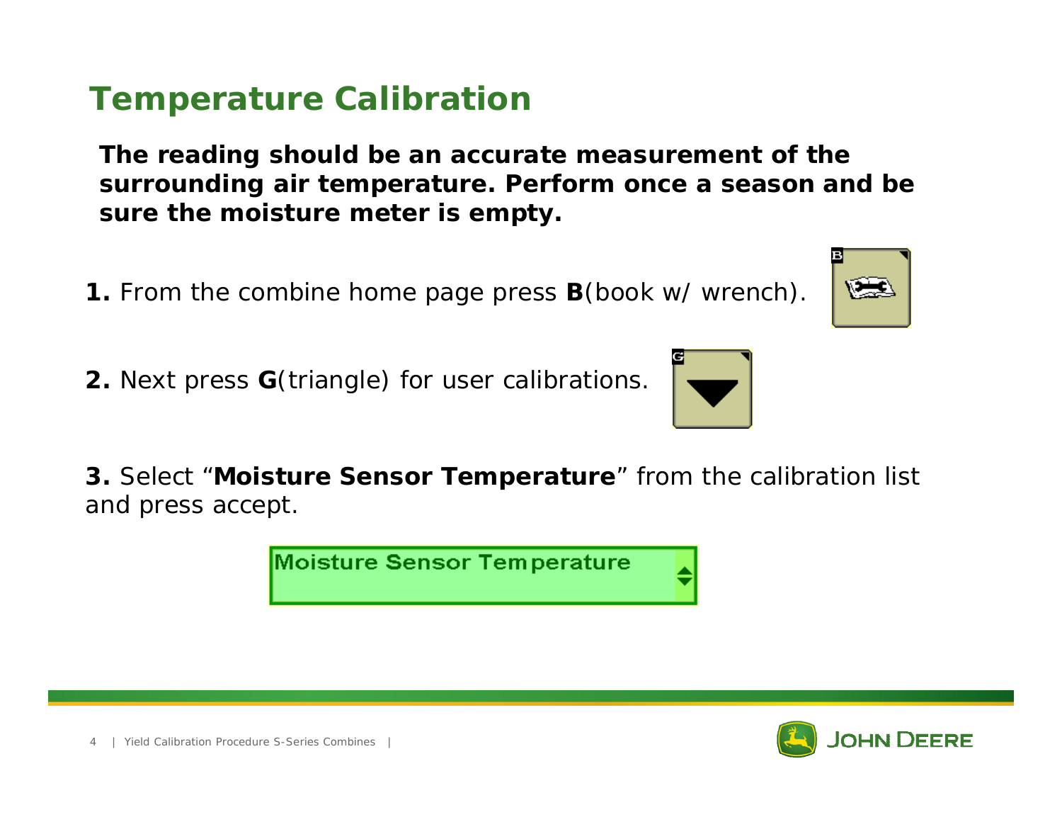# Temperature Calibration

**The reading should be an accurate measurement of the surrounding air temperature. Perform once a season and be sure the moisture meter is empty.**

**1.** From the combine home page press **B**(book w/ wrench).

**2.** Next press **G**(triangle) for user calibrations.

**3.** Select "**Moisture Sensor Temperature**" from the calibration list and press accept.

Moisture Sensor Temperature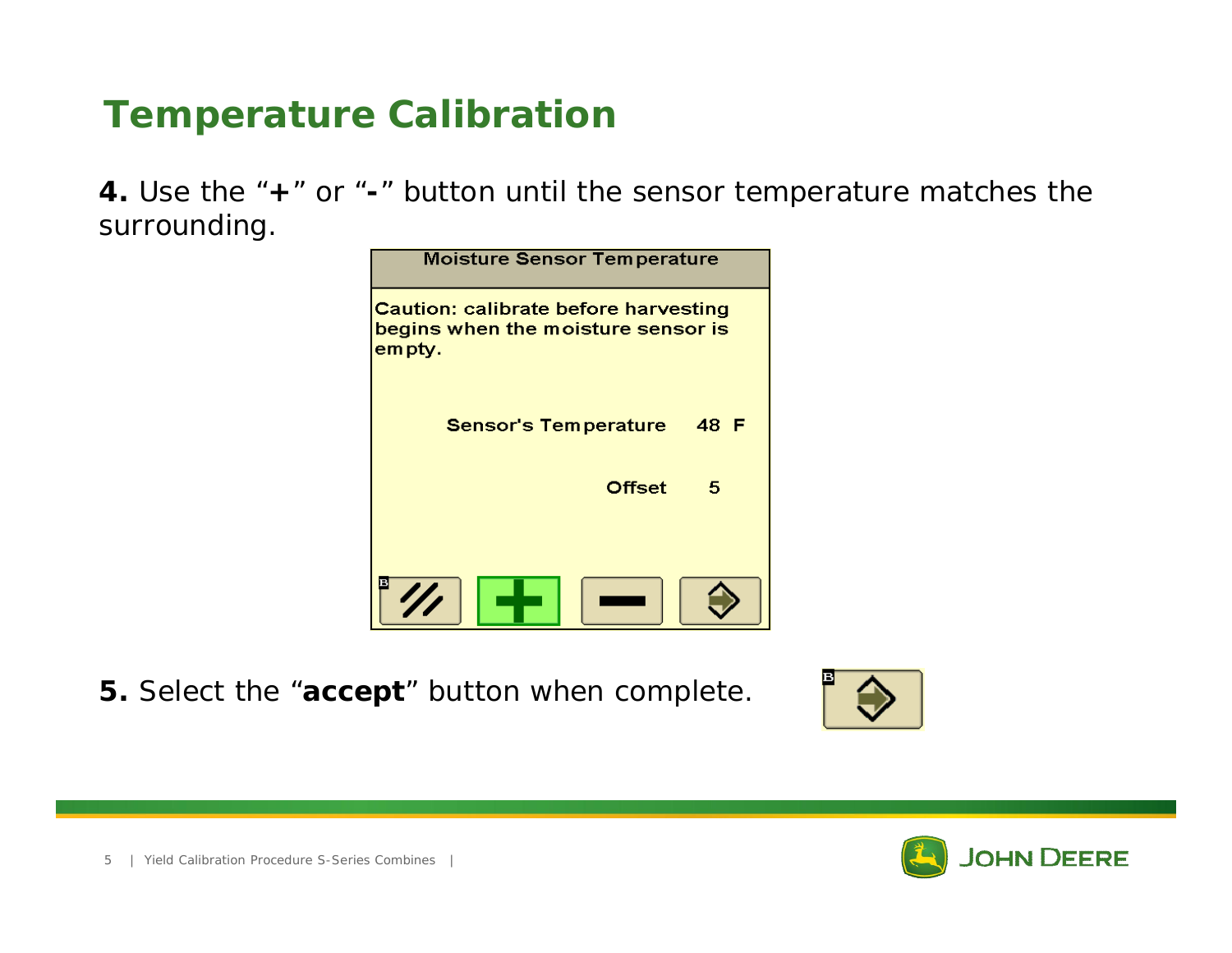# Temperature Calibration

**4.** Use the "**+**" or "**-**" button until the sensor temperature matches the surrounding.

**Moisture Sensor Temperature**

Caution: calibrate before harvesting begins when the moisture sensor is empty.

Sensor's Temperature 48 F

Offset 5

**5.** Select the "**accept**" button when complete.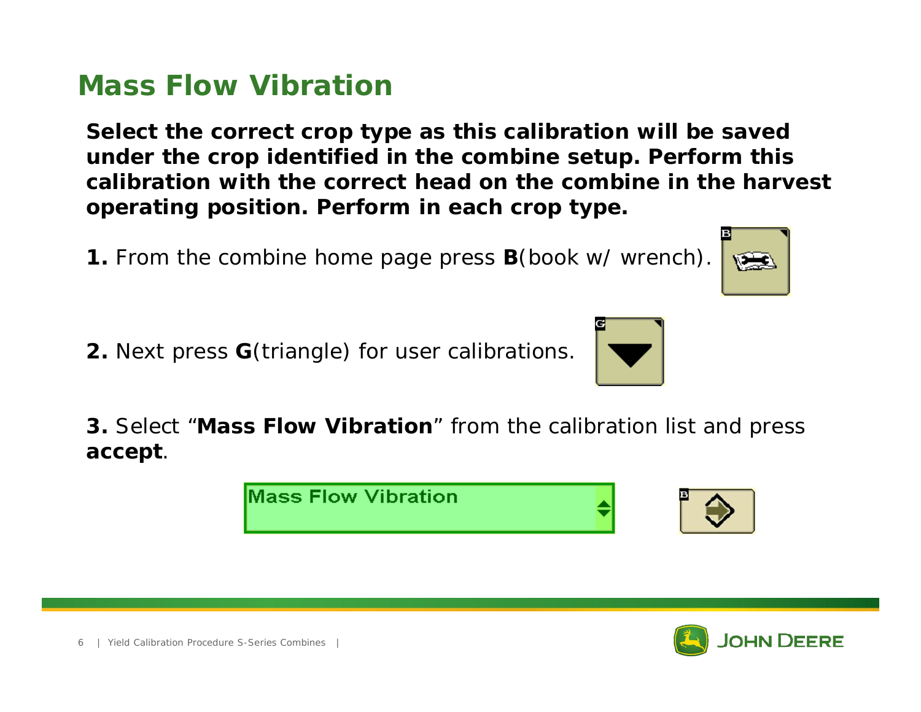# Mass Flow Vibration

**Select the correct crop type as this calibration will be saved under the crop identified in the combine setup. Perform this calibration with the correct head on the combine in the harvest operating position. Perform in each crop type.**

**1.** From the combine home page press **B**(book w/ wrench).

**2.** Next press **G**(triangle) for user calibrations.

**3.** Select "**Mass Flow Vibration**" from the calibration list and press **accept**.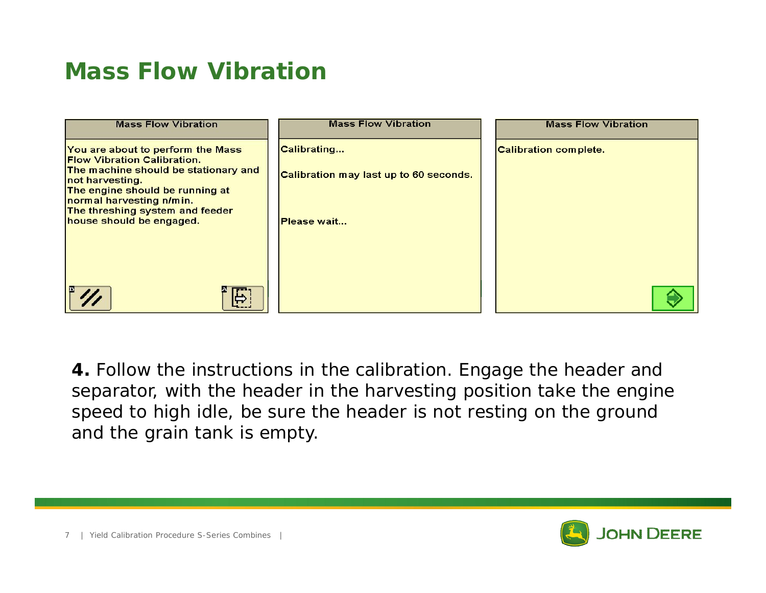# Mass Flow Vibration

**Mass Flow Vibration**

You are about to perform the Mass Flow Vibration Calibration.
The machine should be stationary and not harvesting.
The engine should be running at normal harvesting n/min.
The threshing system and feeder house should be engaged.

**Mass Flow Vibration**

Calibrating...

Calibration may last up to 60 seconds.

Please wait...

**Mass Flow Vibration**

Calibration complete.

**4.** Follow the instructions in the calibration. Engage the header and separator, with the header in the harvesting position take the engine speed to high idle, be sure the header is not resting on the ground and the grain tank is empty.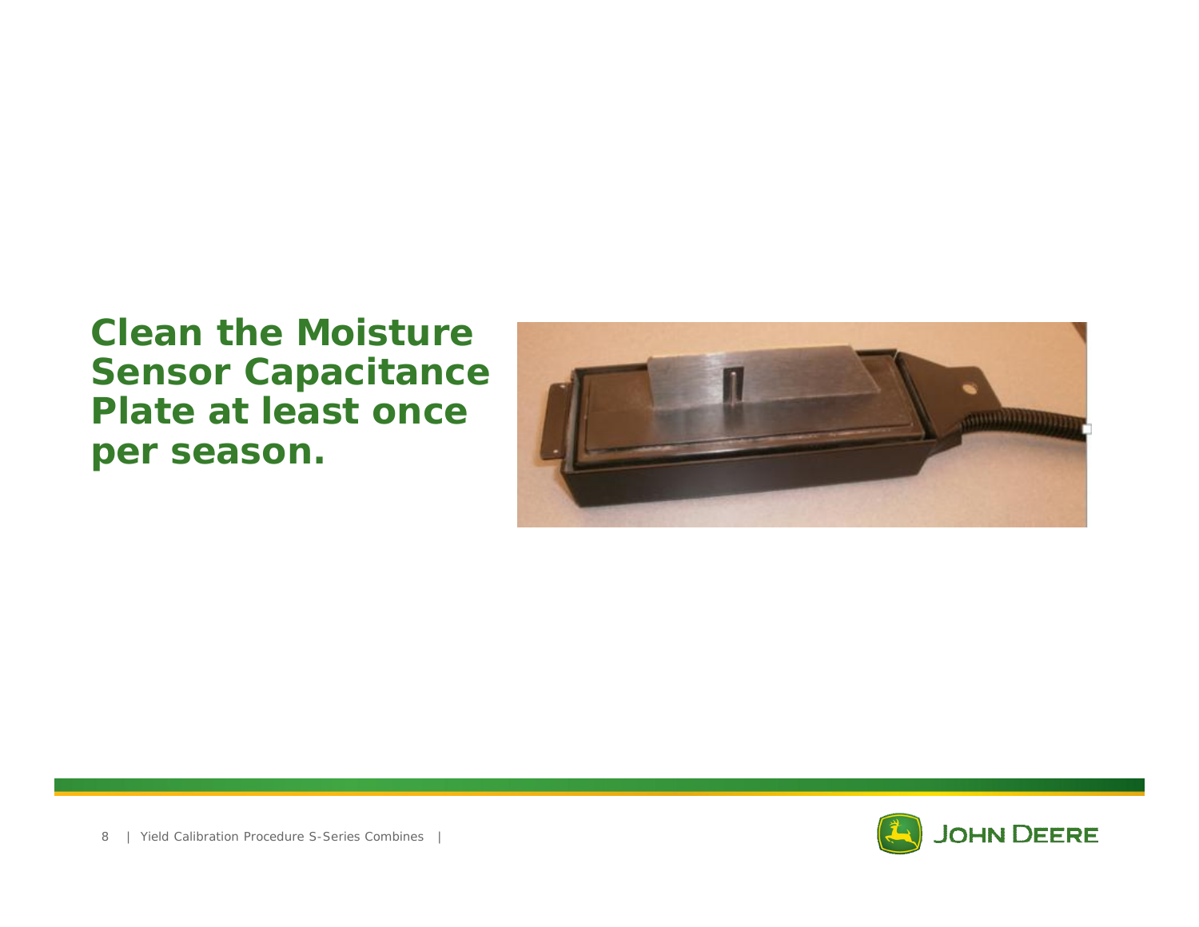**Clean the Moisture Sensor Capacitance Plate at least once per season.**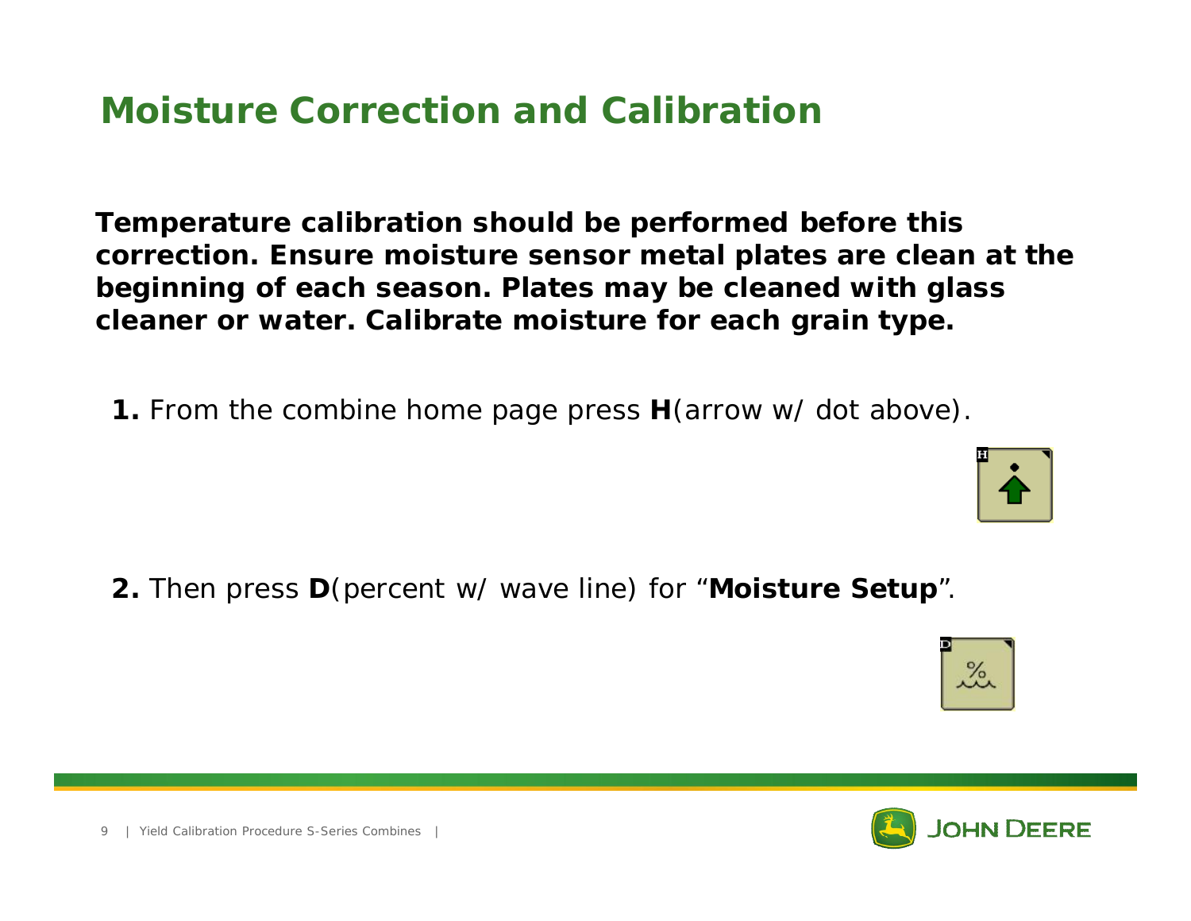# Moisture Correction and Calibration

**Temperature calibration should be performed before this correction. Ensure moisture sensor metal plates are clean at the beginning of each season. Plates may be cleaned with glass cleaner or water. Calibrate moisture for each grain type.**

**1.** From the combine home page press **H**(arrow w/ dot above).

**2.** Then press **D**(percent w/ wave line) for “**Moisture Setup**”.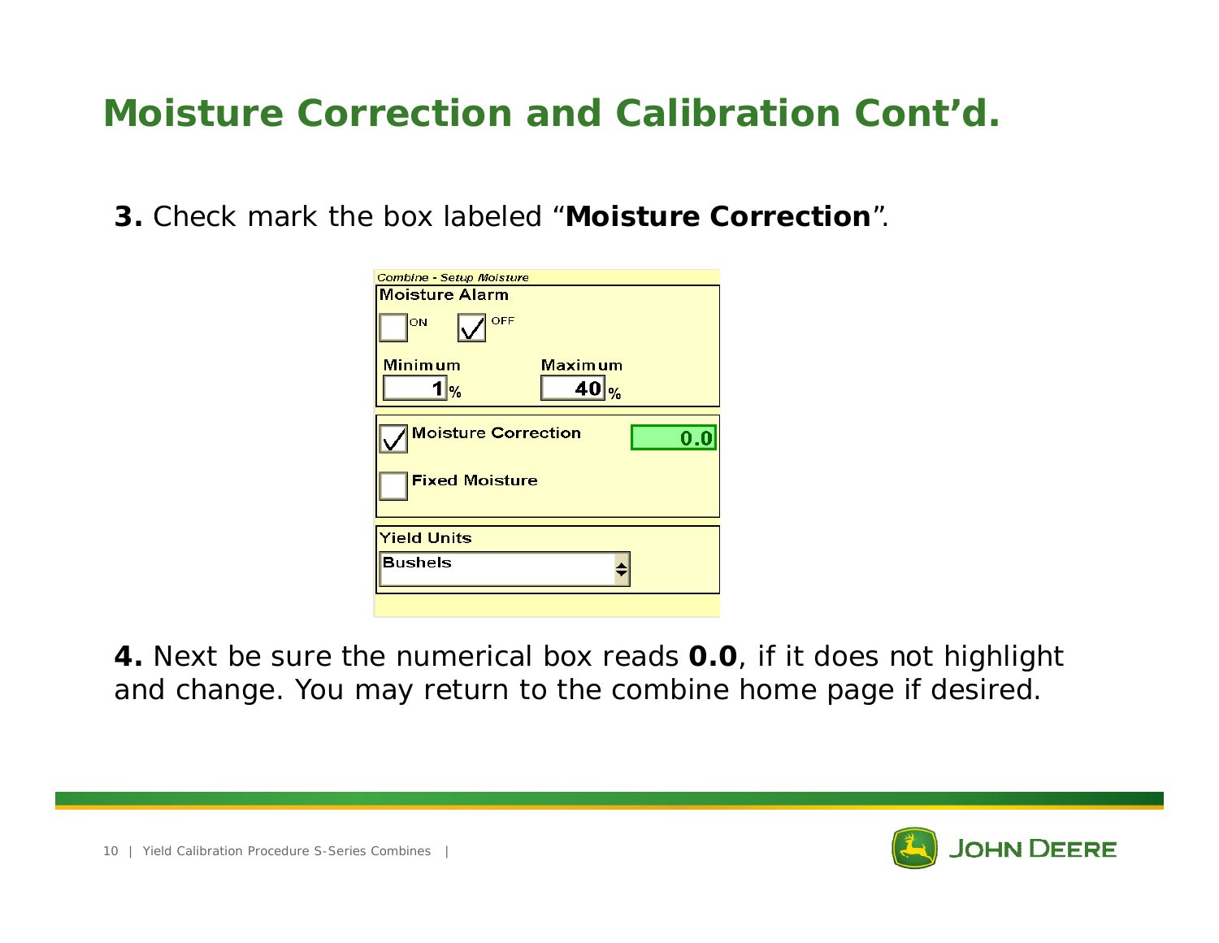# Moisture Correction and Calibration Cont'd.

**3.** Check mark the box labeled "**Moisture Correction**".

**4.** Next be sure the numerical box reads **0.0**, if it does not highlight and change. You may return to the combine home page if desired.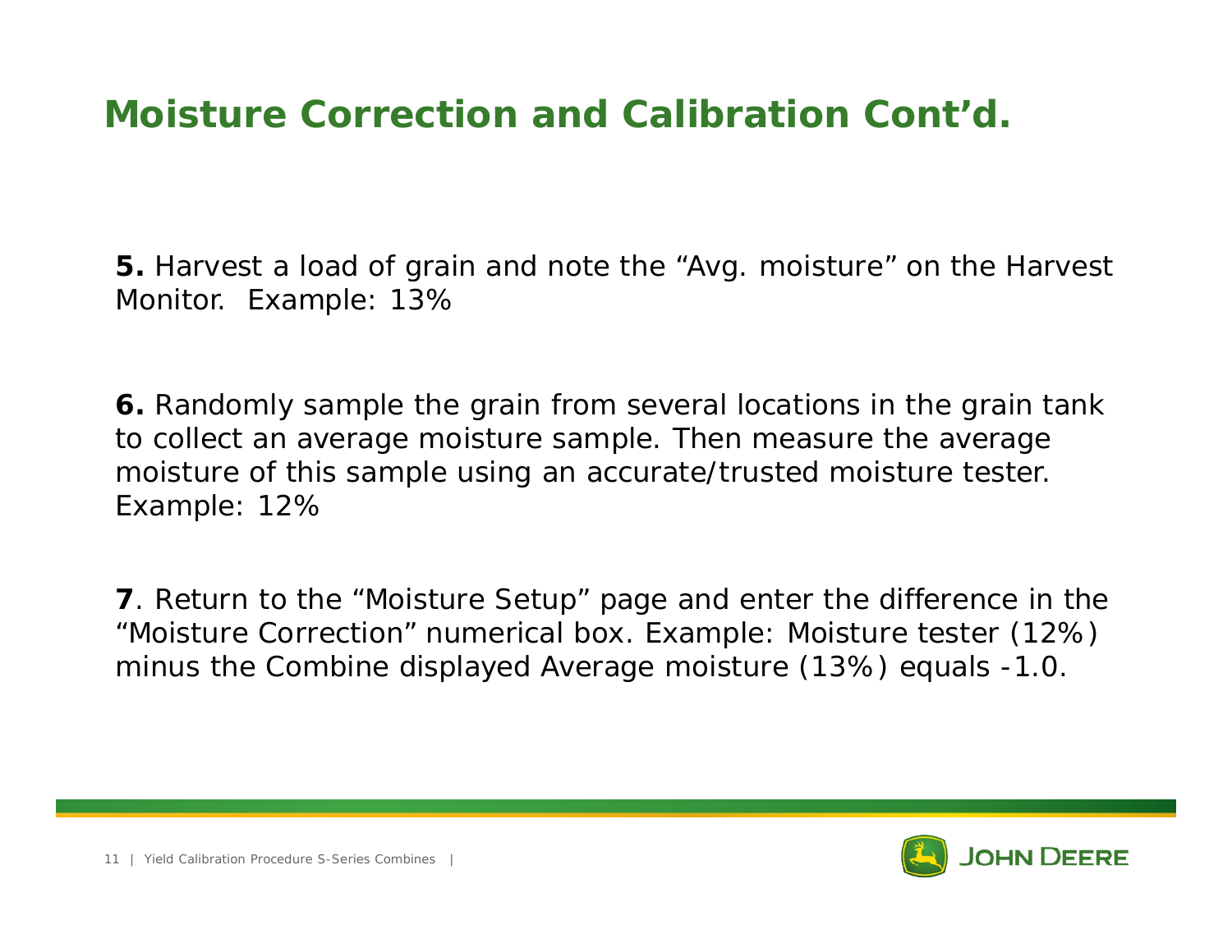# Moisture Correction and Calibration Cont'd.

**5.** Harvest a load of grain and note the "Avg. moisture" on the Harvest Monitor. Example: 13%

**6.** Randomly sample the grain from several locations in the grain tank to collect an average moisture sample. Then measure the average moisture of this sample using an accurate/trusted moisture tester. Example: 12%

**7**. Return to the "Moisture Setup" page and enter the difference in the "Moisture Correction" numerical box. Example: Moisture tester (12%) minus the Combine displayed Average moisture (13%) equals -1.0.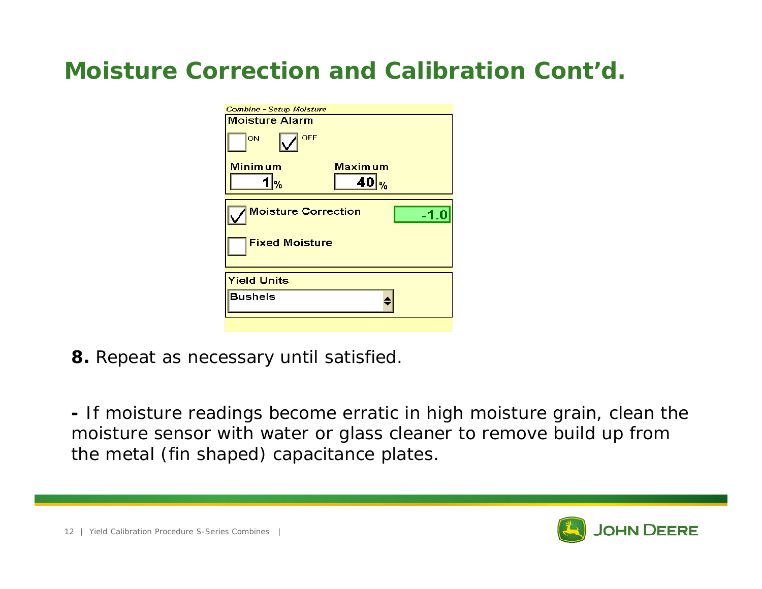# Moisture Correction and Calibration Cont'd.

*Combine - Setup Moisture*

**Moisture Alarm**

☐ ON ☑ OFF

| Minimum | Maximum |
|---|---|
| 1 % | 40 % |

☑ Moisture Correction -1.0

☐ Fixed Moisture

**Yield Units**

Bushels

**8.** Repeat as necessary until satisfied.

**-** If moisture readings become erratic in high moisture grain, clean the moisture sensor with water or glass cleaner to remove build up from the metal (fin shaped) capacitance plates.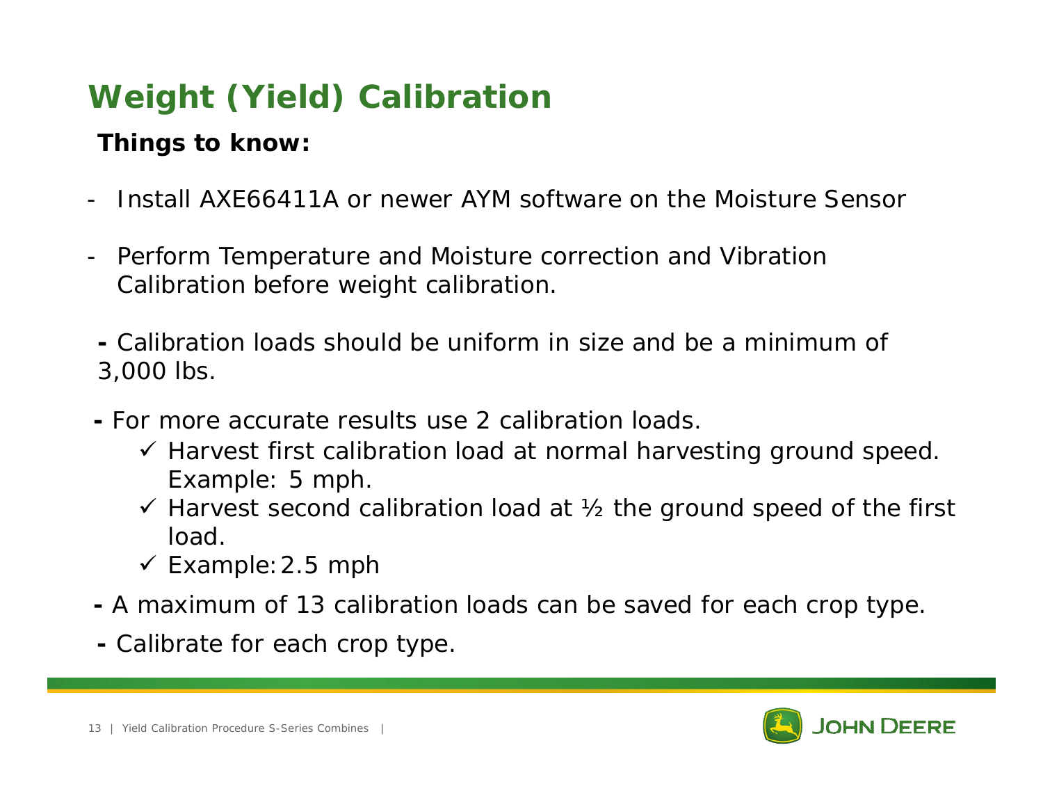# Weight (Yield) Calibration

**Things to know:**

- Install AXE66411A or newer AYM software on the Moisture Sensor
- Perform Temperature and Moisture correction and Vibration Calibration before weight calibration.
- Calibration loads should be uniform in size and be a minimum of 3,000 lbs.
- For more accurate results use 2 calibration loads.
  - ✓ Harvest first calibration load at normal harvesting ground speed. Example: 5 mph.
  - ✓ Harvest second calibration load at ½ the ground speed of the first load.
  - ✓ Example: 2.5 mph
- A maximum of 13 calibration loads can be saved for each crop type.
- Calibrate for each crop type.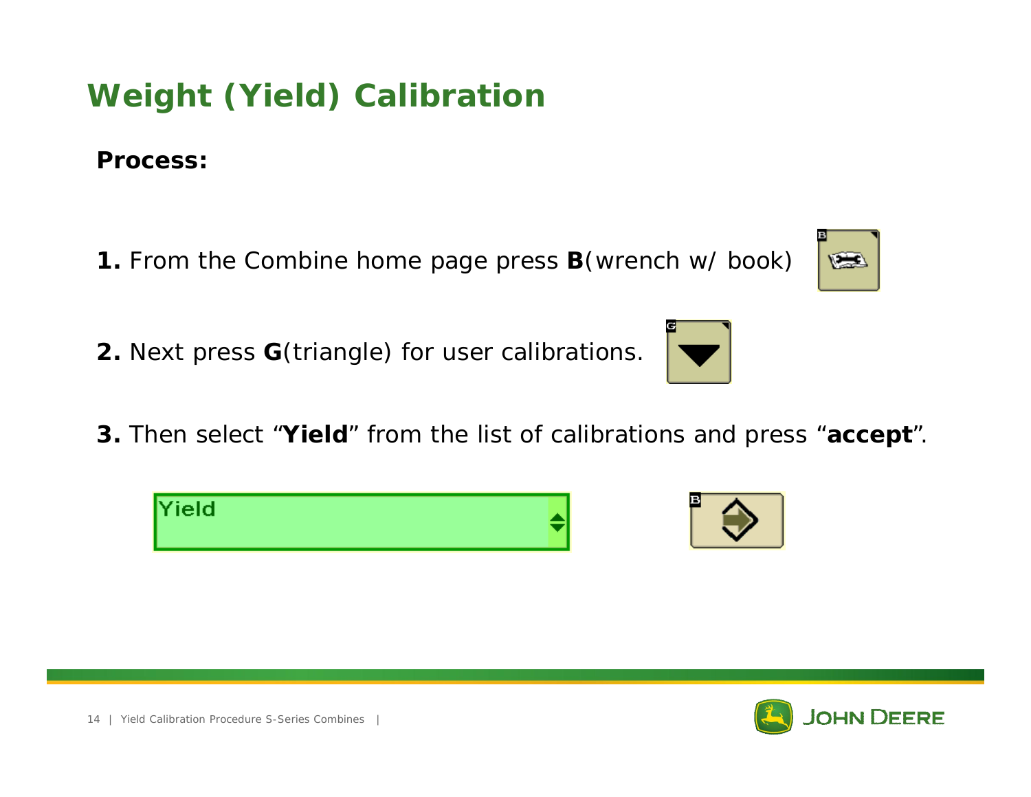# Weight (Yield) Calibration

**Process:**

**1.** From the Combine home page press **B**(wrench w/ book)

**2.** Next press **G**(triangle) for user calibrations.

**3.** Then select "**Yield**" from the list of calibrations and press "**accept**".

Yield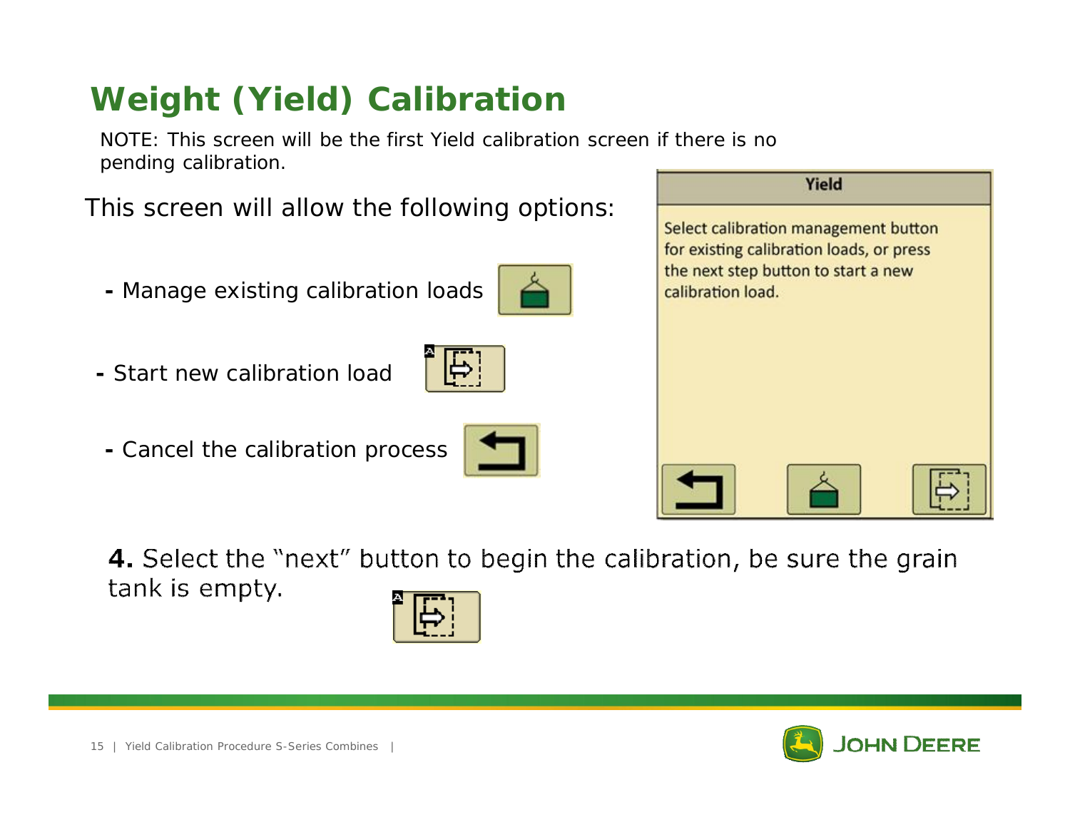# Weight (Yield) Calibration

NOTE: This screen will be the first Yield calibration screen if there is no pending calibration.

This screen will allow the following options:

- Manage existing calibration loads
- Start new calibration load
- Cancel the calibration process

**Yield**

Select calibration management button for existing calibration loads, or press the next step button to start a new calibration load.

**4.** Select the "next" button to begin the calibration, be sure the grain tank is empty.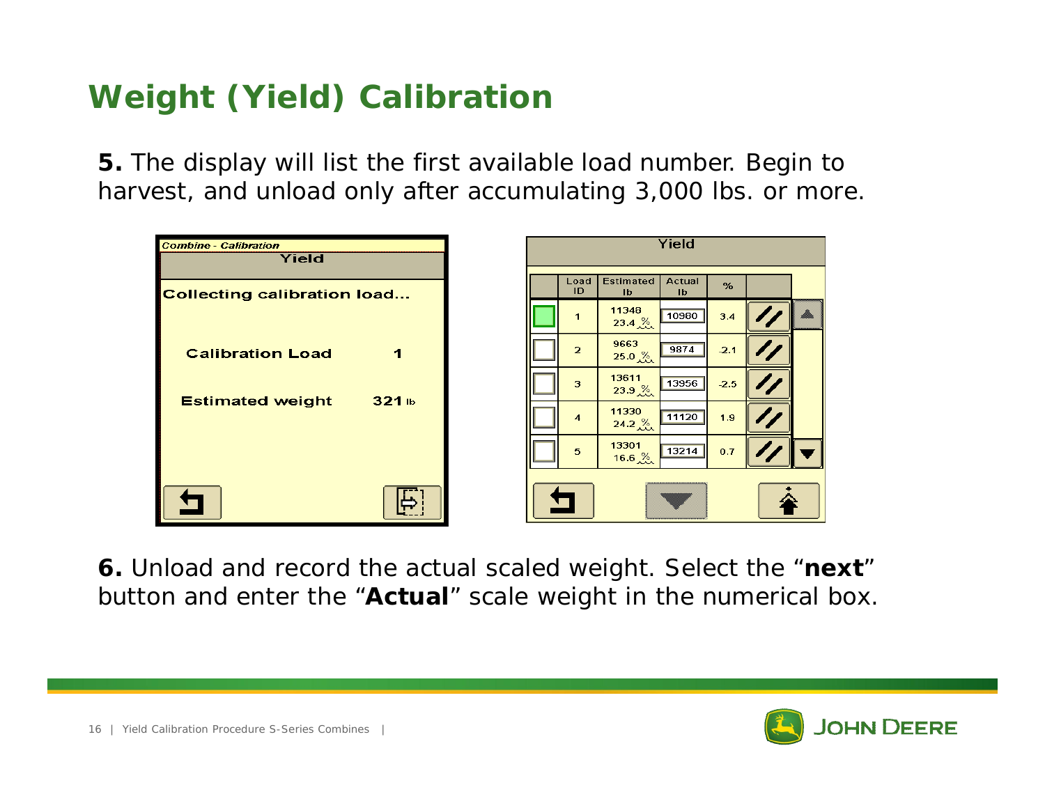# Weight (Yield) Calibration

**5.** The display will list the first available load number. Begin to harvest, and unload only after accumulating 3,000 lbs. or more.

*Combine - Calibration*

Yield

Collecting calibration load...

Calibration Load 1

Estimated weight 321 lb

Yield

| | Load ID | Estimated lb | Actual lb | % |
|---|---|---|---|---|
| | 1 | 11348 23.4 % | 10980 | 3.4 |
| | 2 | 9663 25.0 % | 9874 | -2.1 |
| | 3 | 13611 23.9 % | 13956 | -2.5 |
| | 4 | 11330 24.2 % | 11120 | 1.9 |
| | 5 | 13301 16.6 % | 13214 | 0.7 |

**6.** Unload and record the actual scaled weight. Select the “**next**” button and enter the “**Actual**” scale weight in the numerical box.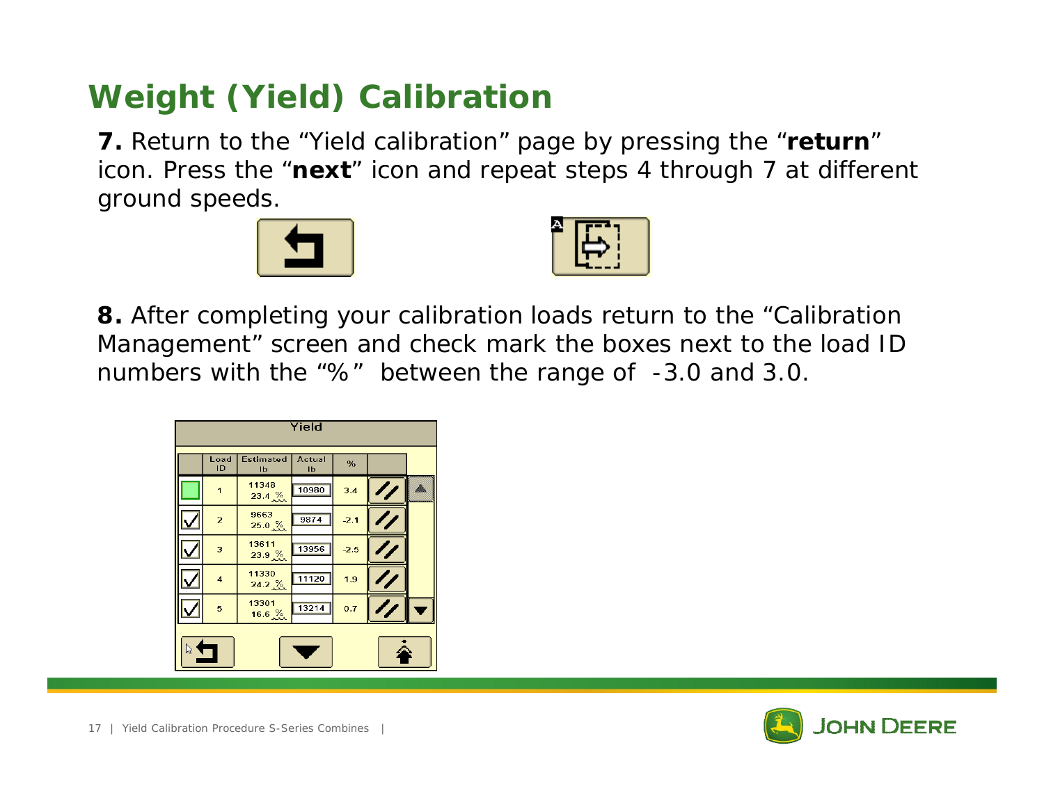# Weight (Yield) Calibration

**7.** Return to the "Yield calibration" page by pressing the "**return**" icon. Press the "**next**" icon and repeat steps 4 through 7 at different ground speeds.

**8.** After completing your calibration loads return to the "Calibration Management" screen and check mark the boxes next to the load ID numbers with the "%" between the range of -3.0 and 3.0.

**Yield**

| | Load ID | Estimated lb | Actual lb | % |
|---|---|---|---|---|
| ☐ | 1 | 11348 23.4 % | 10980 | 3.4 |
| ☑ | 2 | 9663 25.0 % | 9874 | -2.1 |
| ☑ | 3 | 13611 23.9 % | 13956 | -2.5 |
| ☑ | 4 | 11330 24.2 % | 11120 | 1.9 |
| ☑ | 5 | 13301 16.6 % | 13214 | 0.7 |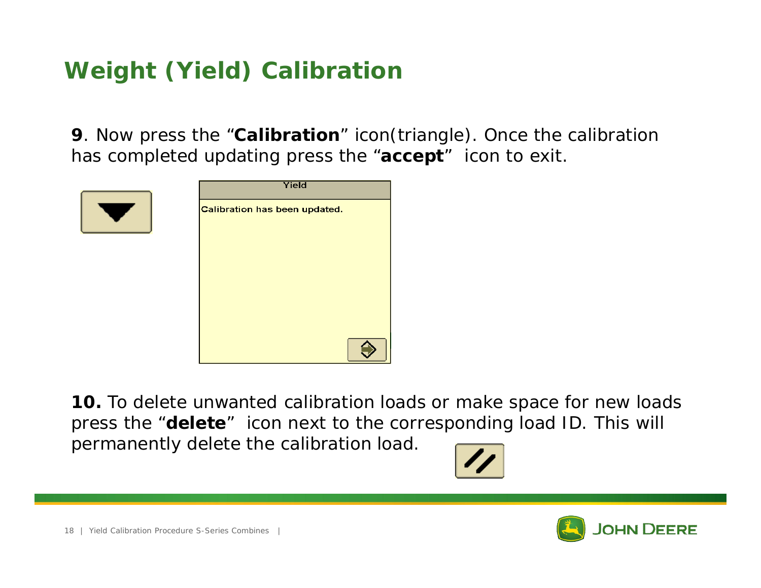# Weight (Yield) Calibration

**9**. Now press the "**Calibration**" icon(triangle). Once the calibration has completed updating press the "**accept**" icon to exit.

Yield

Calibration has been updated.

**10.** To delete unwanted calibration loads or make space for new loads press the "**delete**" icon next to the corresponding load ID. This will permanently delete the calibration load.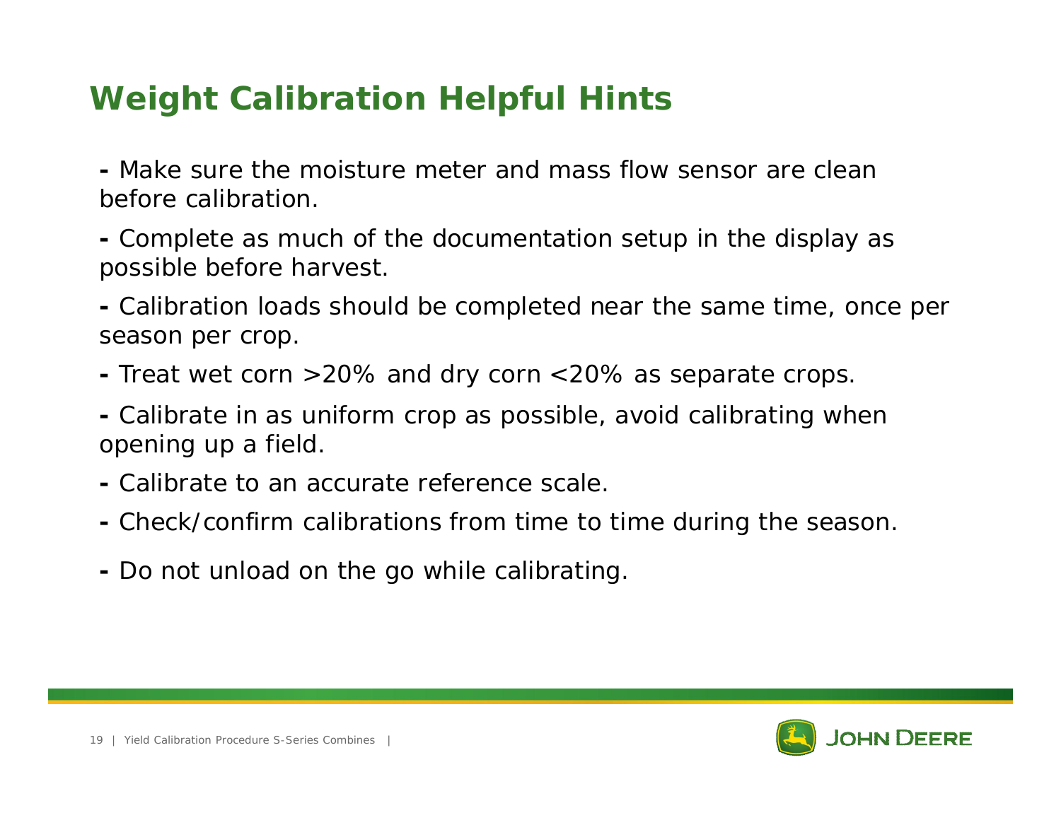# Weight Calibration Helpful Hints

- Make sure the moisture meter and mass flow sensor are clean before calibration.
- Complete as much of the documentation setup in the display as possible before harvest.
- Calibration loads should be completed near the same time, once per season per crop.
- Treat wet corn >20% and dry corn <20% as separate crops.
- Calibrate in as uniform crop as possible, avoid calibrating when opening up a field.
- Calibrate to an accurate reference scale.
- Check/confirm calibrations from time to time during the season.
- Do not unload on the go while calibrating.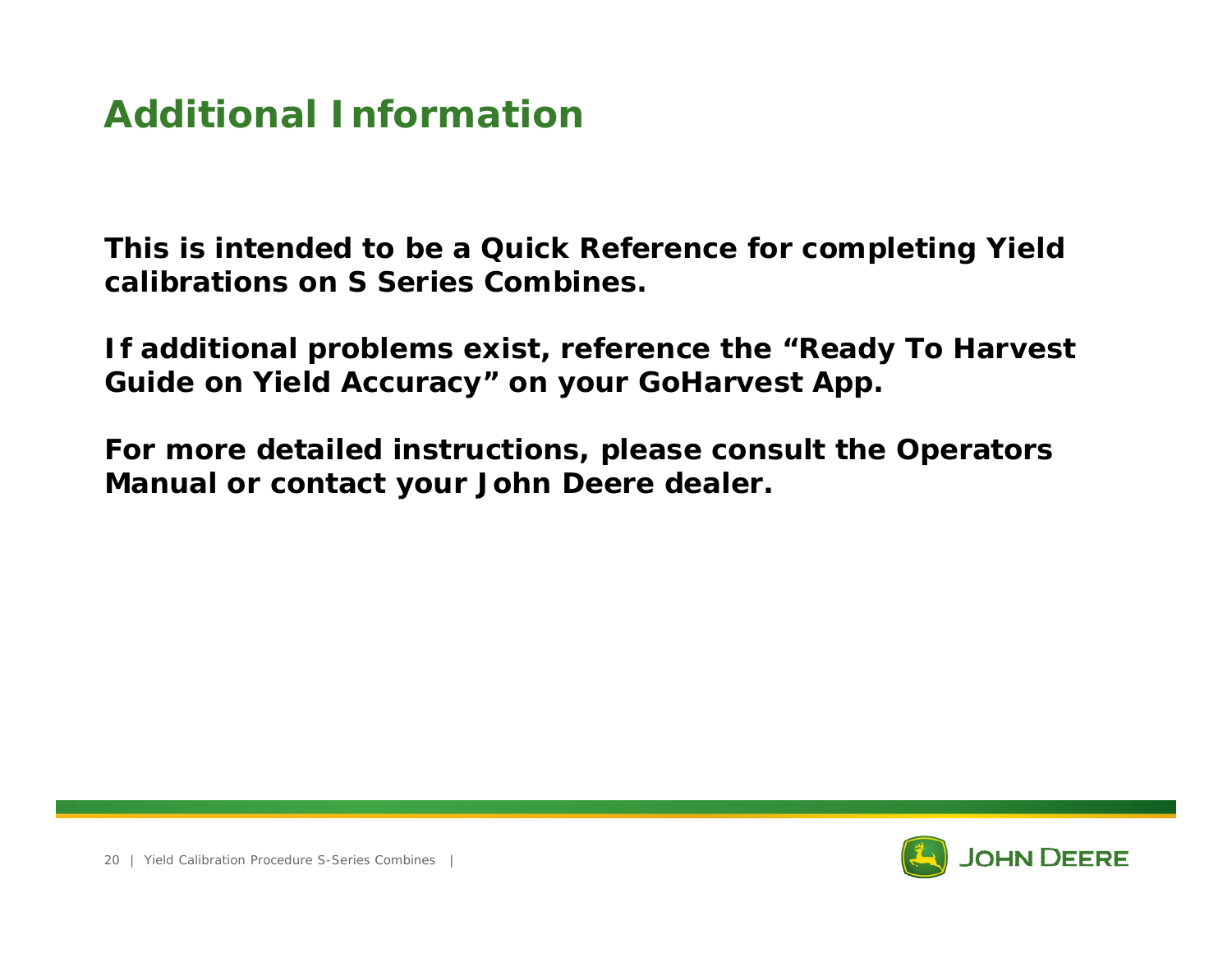# Additional Information

**This is intended to be a Quick Reference for completing Yield calibrations on S Series Combines.**

**If additional problems exist, reference the "Ready To Harvest Guide on Yield Accuracy" on your GoHarvest App.**

**For more detailed instructions, please consult the Operators Manual or contact your John Deere dealer.**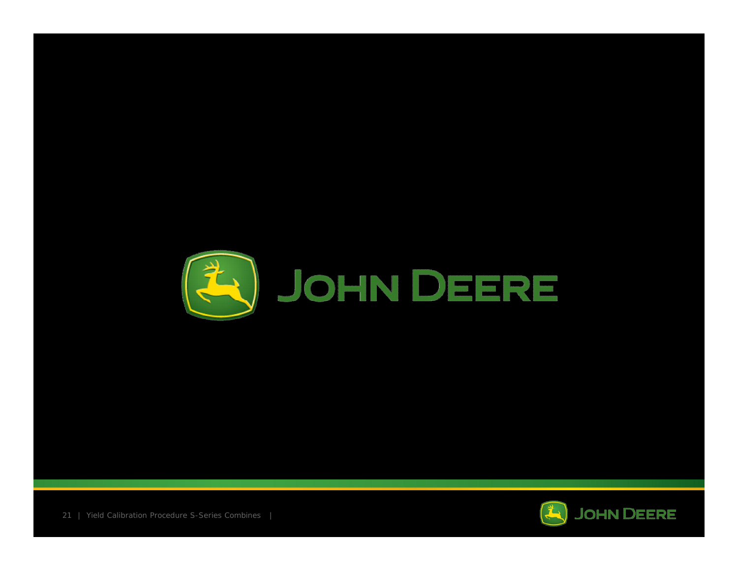JOHN DEERE